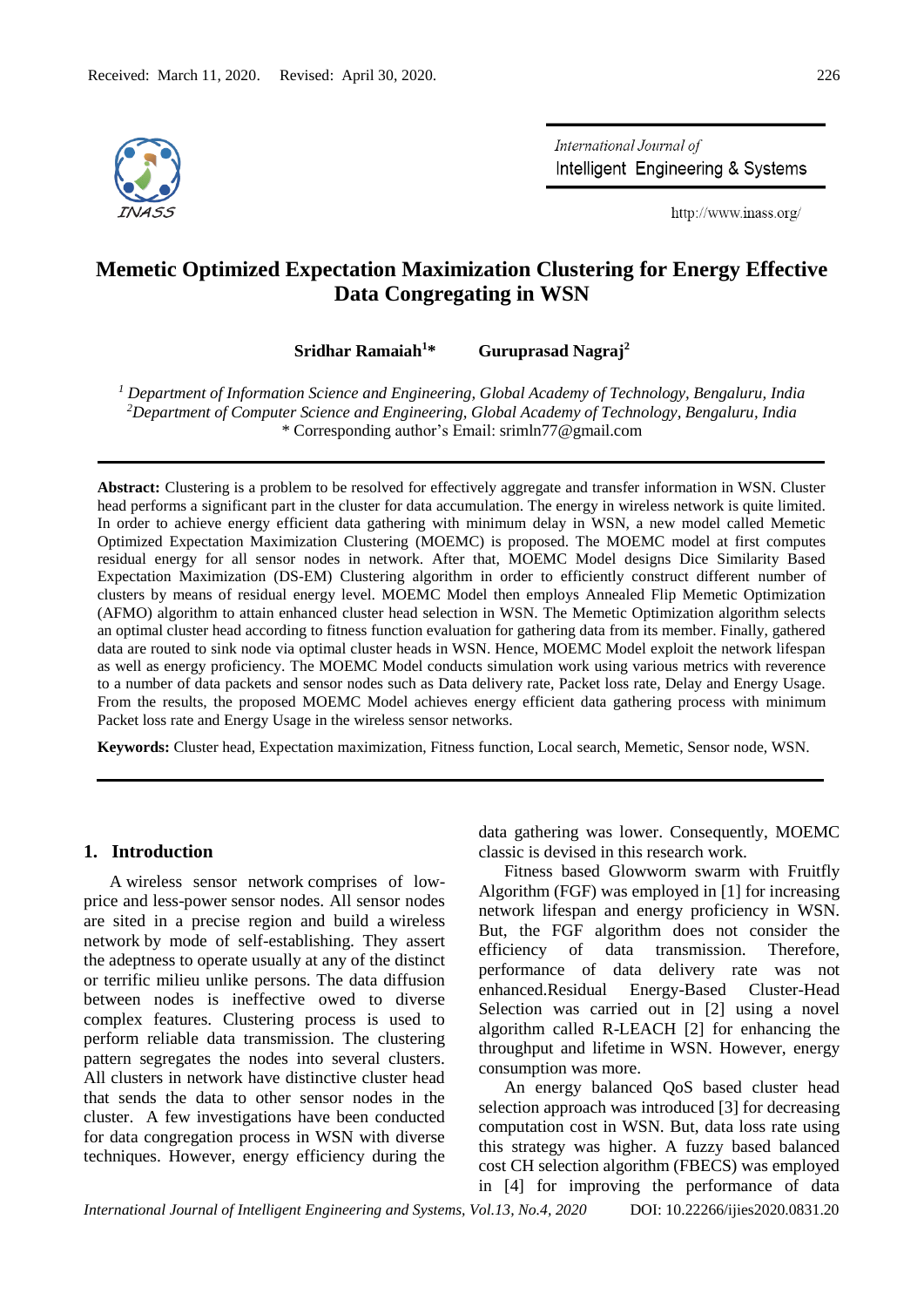Received: March 11, 2020. Revised: April 30, 2020.

# Memetic Optimized Expectation Maximization Clustering for Energy Effective Data Congregating in WSN

**Sridhar Ramaiah[1]* Guruprasad Nagraj[2]**

[1] *Department of Information Science and Engineering, Global Academy of Technology, Bengaluru, India*
[2] *Department of Computer Science and Engineering, Global Academy of Technology, Bengaluru, India*
\* Corresponding author's Email: srimln77@gmail.com

**Abstract:** Clustering is a problem to be resolved for effectively aggregate and transfer information in WSN. Cluster head performs a significant part in the cluster for data accumulation. The energy in wireless network is quite limited. In order to achieve energy efficient data gathering with minimum delay in WSN, a new model called Memetic Optimized Expectation Maximization Clustering (MOEMC) is proposed. The MOEMC model at first computes residual energy for all sensor nodes in network. After that, MOEMC Model designs Dice Similarity Based Expectation Maximization (DS-EM) Clustering algorithm in order to efficiently construct different number of clusters by means of residual energy level. MOEMC Model then employs Annealed Flip Memetic Optimization (AFMO) algorithm to attain enhanced cluster head selection in WSN. The Memetic Optimization algorithm selects an optimal cluster head according to fitness function evaluation for gathering data from its member. Finally, gathered data are routed to sink node via optimal cluster heads in WSN. Hence, MOEMC Model exploit the network lifespan as well as energy proficiency. The MOEMC Model conducts simulation work using various metrics with reverence to a number of data packets and sensor nodes such as Data delivery rate, Packet loss rate, Delay and Energy Usage. From the results, the proposed MOEMC Model achieves energy efficient data gathering process with minimum Packet loss rate and Energy Usage in the wireless sensor networks.

**Keywords:** Cluster head, Expectation maximization, Fitness function, Local search, Memetic, Sensor node, WSN.

## 1. Introduction

A wireless sensor network comprises of low-price and less-power sensor nodes. All sensor nodes are sited in a precise region and build a wireless network by mode of self-establishing. They assert the adeptness to operate usually at any of the distinct or terrific milieu unlike persons. The data diffusion between nodes is ineffective owed to diverse complex features. Clustering process is used to perform reliable data transmission. The clustering pattern segregates the nodes into several clusters. All clusters in network have distinctive cluster head that sends the data to other sensor nodes in the cluster. A few investigations have been conducted for data congregation process in WSN with diverse techniques. However, energy efficiency during the data gathering was lower. Consequently, MOEMC classic is devised in this research work.

Fitness based Glowworm swarm with Fruitfly Algorithm (FGF) was employed in [1] for increasing network lifespan and energy proficiency in WSN. But, the FGF algorithm does not consider the efficiency of data transmission. Therefore, performance of data delivery rate was not enhanced.Residual Energy-Based Cluster-Head Selection was carried out in [2] using a novel algorithm called R-LEACH [2] for enhancing the throughput and lifetime in WSN. However, energy consumption was more.

An energy balanced QoS based cluster head selection approach was introduced [3] for decreasing computation cost in WSN. But, data loss rate using this strategy was higher. A fuzzy based balanced cost CH selection algorithm (FBECS) was employed in [4] for improving the performance of data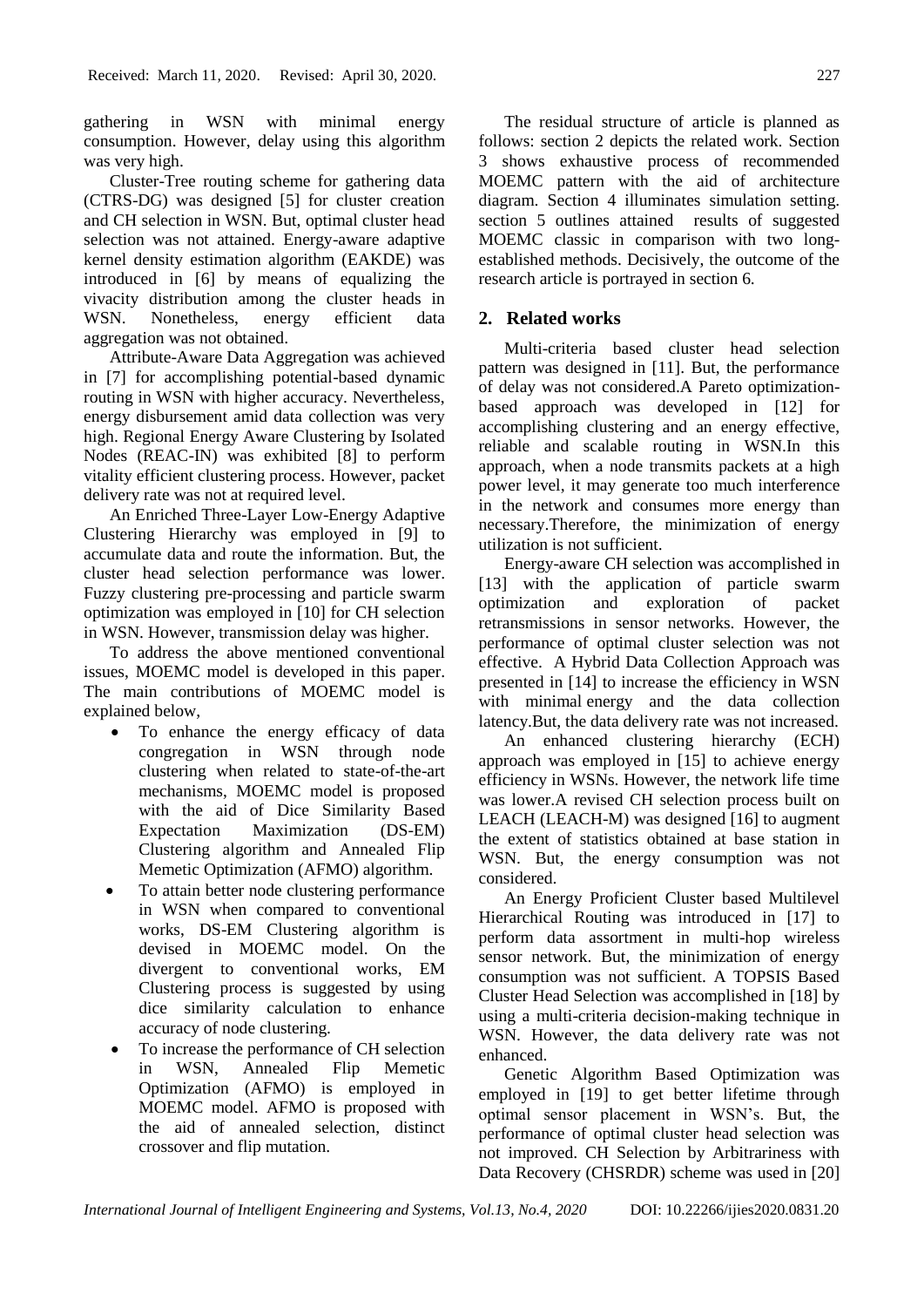gathering in WSN with minimal energy consumption. However, delay using this algorithm was very high.

Cluster-Tree routing scheme for gathering data (CTRS-DG) was designed [5] for cluster creation and CH selection in WSN. But, optimal cluster head selection was not attained. Energy-aware adaptive kernel density estimation algorithm (EAKDE) was introduced in [6] by means of equalizing the vivacity distribution among the cluster heads in WSN. Nonetheless, energy efficient data aggregation was not obtained.

Attribute-Aware Data Aggregation was achieved in [7] for accomplishing potential-based dynamic routing in WSN with higher accuracy. Nevertheless, energy disbursement amid data collection was very high. Regional Energy Aware Clustering by Isolated Nodes (REAC-IN) was exhibited [8] to perform vitality efficient clustering process. However, packet delivery rate was not at required level.

An Enriched Three-Layer Low-Energy Adaptive Clustering Hierarchy was employed in [9] to accumulate data and route the information. But, the cluster head selection performance was lower. Fuzzy clustering pre-processing and particle swarm optimization was employed in [10] for CH selection in WSN. However, transmission delay was higher.

To address the above mentioned conventional issues, MOEMC model is developed in this paper. The main contributions of MOEMC model is explained below,

- To enhance the energy efficacy of data congregation in WSN through node clustering when related to state-of-the-art mechanisms, MOEMC model is proposed with the aid of Dice Similarity Based Expectation Maximization (DS-EM) Clustering algorithm and Annealed Flip Memetic Optimization (AFMO) algorithm.
- To attain better node clustering performance in WSN when compared to conventional works, DS-EM Clustering algorithm is devised in MOEMC model. On the divergent to conventional works, EM Clustering process is suggested by using dice similarity calculation to enhance accuracy of node clustering.
- To increase the performance of CH selection in WSN, Annealed Flip Memetic Optimization (AFMO) is employed in MOEMC model. AFMO is proposed with the aid of annealed selection, distinct crossover and flip mutation.

The residual structure of article is planned as follows: section 2 depicts the related work. Section 3 shows exhaustive process of recommended MOEMC pattern with the aid of architecture diagram. Section 4 illuminates simulation setting. section 5 outlines attained results of suggested MOEMC classic in comparison with two long-established methods. Decisively, the outcome of the research article is portrayed in section 6.

## 2. Related works

Multi-criteria based cluster head selection pattern was designed in [11]. But, the performance of delay was not considered.A Pareto optimization-based approach was developed in [12] for accomplishing clustering and an energy effective, reliable and scalable routing in WSN.In this approach, when a node transmits packets at a high power level, it may generate too much interference in the network and consumes more energy than necessary.Therefore, the minimization of energy utilization is not sufficient.

Energy-aware CH selection was accomplished in [13] with the application of particle swarm optimization and exploration of packet retransmissions in sensor networks. However, the performance of optimal cluster selection was not effective. A Hybrid Data Collection Approach was presented in [14] to increase the efficiency in WSN with minimal energy and the data collection latency.But, the data delivery rate was not increased.

An enhanced clustering hierarchy (ECH) approach was employed in [15] to achieve energy efficiency in WSNs. However, the network life time was lower.A revised CH selection process built on LEACH (LEACH-M) was designed [16] to augment the extent of statistics obtained at base station in WSN. But, the energy consumption was not considered.

An Energy Proficient Cluster based Multilevel Hierarchical Routing was introduced in [17] to perform data assortment in multi-hop wireless sensor network. But, the minimization of energy consumption was not sufficient. A TOPSIS Based Cluster Head Selection was accomplished in [18] by using a multi-criteria decision-making technique in WSN. However, the data delivery rate was not enhanced.

Genetic Algorithm Based Optimization was employed in [19] to get better lifetime through optimal sensor placement in WSN's. But, the performance of optimal cluster head selection was not improved. CH Selection by Arbitrariness with Data Recovery (CHSRDR) scheme was used in [20]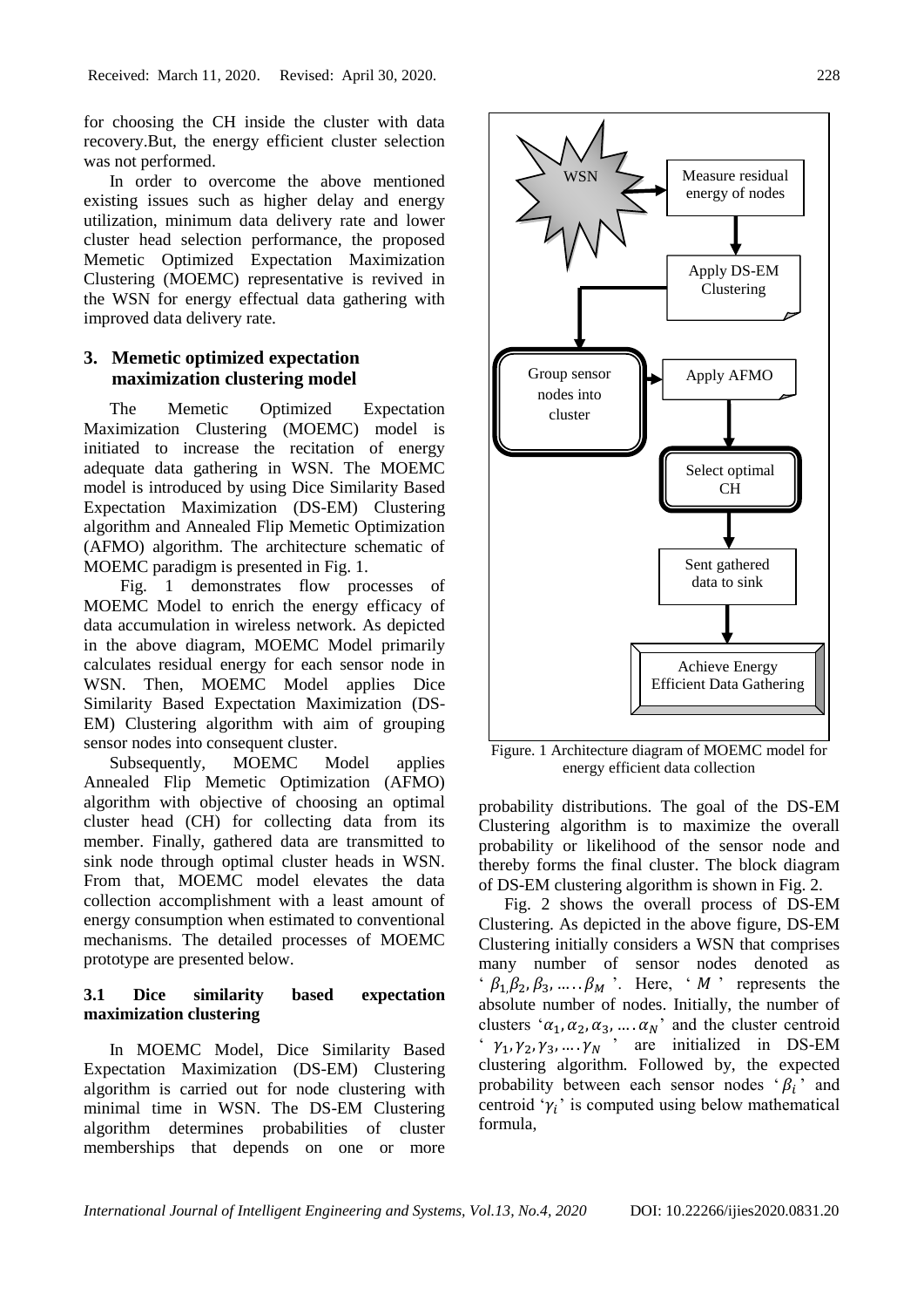for choosing the CH inside the cluster with data recovery.But, the energy efficient cluster selection was not performed.

In order to overcome the above mentioned existing issues such as higher delay and energy utilization, minimum data delivery rate and lower cluster head selection performance, the proposed Memetic Optimized Expectation Maximization Clustering (MOEMC) representative is revived in the WSN for energy effectual data gathering with improved data delivery rate.

## 3. Memetic optimized expectation maximization clustering model

The Memetic Optimized Expectation Maximization Clustering (MOEMC) model is initiated to increase the recitation of energy adequate data gathering in WSN. The MOEMC model is introduced by using Dice Similarity Based Expectation Maximization (DS-EM) Clustering algorithm and Annealed Flip Memetic Optimization (AFMO) algorithm. The architecture schematic of MOEMC paradigm is presented in Fig. 1.

Figure. 1 Architecture diagram of MOEMC model for energy efficient data collection

Fig. 1 demonstrates flow processes of MOEMC Model to enrich the energy efficacy of data accumulation in wireless network. As depicted in the above diagram, MOEMC Model primarily calculates residual energy for each sensor node in WSN. Then, MOEMC Model applies Dice Similarity Based Expectation Maximization (DS-EM) Clustering algorithm with aim of grouping sensor nodes into consequent cluster.

Subsequently, MOEMC Model applies Annealed Flip Memetic Optimization (AFMO) algorithm with objective of choosing an optimal cluster head (CH) for collecting data from its member. Finally, gathered data are transmitted to sink node through optimal cluster heads in WSN. From that, MOEMC model elevates the data collection accomplishment with a least amount of energy consumption when estimated to conventional mechanisms. The detailed processes of MOEMC prototype are presented below.

### 3.1 Dice similarity based expectation maximization clustering

In MOEMC Model, Dice Similarity Based Expectation Maximization (DS-EM) Clustering algorithm is carried out for node clustering with minimal time in WSN. The DS-EM Clustering algorithm determines probabilities of cluster memberships that depends on one or more probability distributions. The goal of the DS-EM Clustering algorithm is to maximize the overall probability or likelihood of the sensor node and thereby forms the final cluster. The block diagram of DS-EM clustering algorithm is shown in Fig. 2.

Fig. 2 shows the overall process of DS-EM Clustering. As depicted in the above figure, DS-EM Clustering initially considers a WSN that comprises many number of sensor nodes denoted as '$\beta_1, \beta_2, \beta_3, \ldots . \beta_M$'. Here, '$M$' represents the absolute number of nodes. Initially, the number of clusters '$\alpha_1, \alpha_2, \alpha_3, \ldots . \alpha_N$' and the cluster centroid '$\gamma_1, \gamma_2, \gamma_3, \ldots . \gamma_N$' are initialized in DS-EM clustering algorithm. Followed by, the expected probability between each sensor nodes '$\beta_i$' and centroid '$\gamma_i$' is computed using below mathematical formula,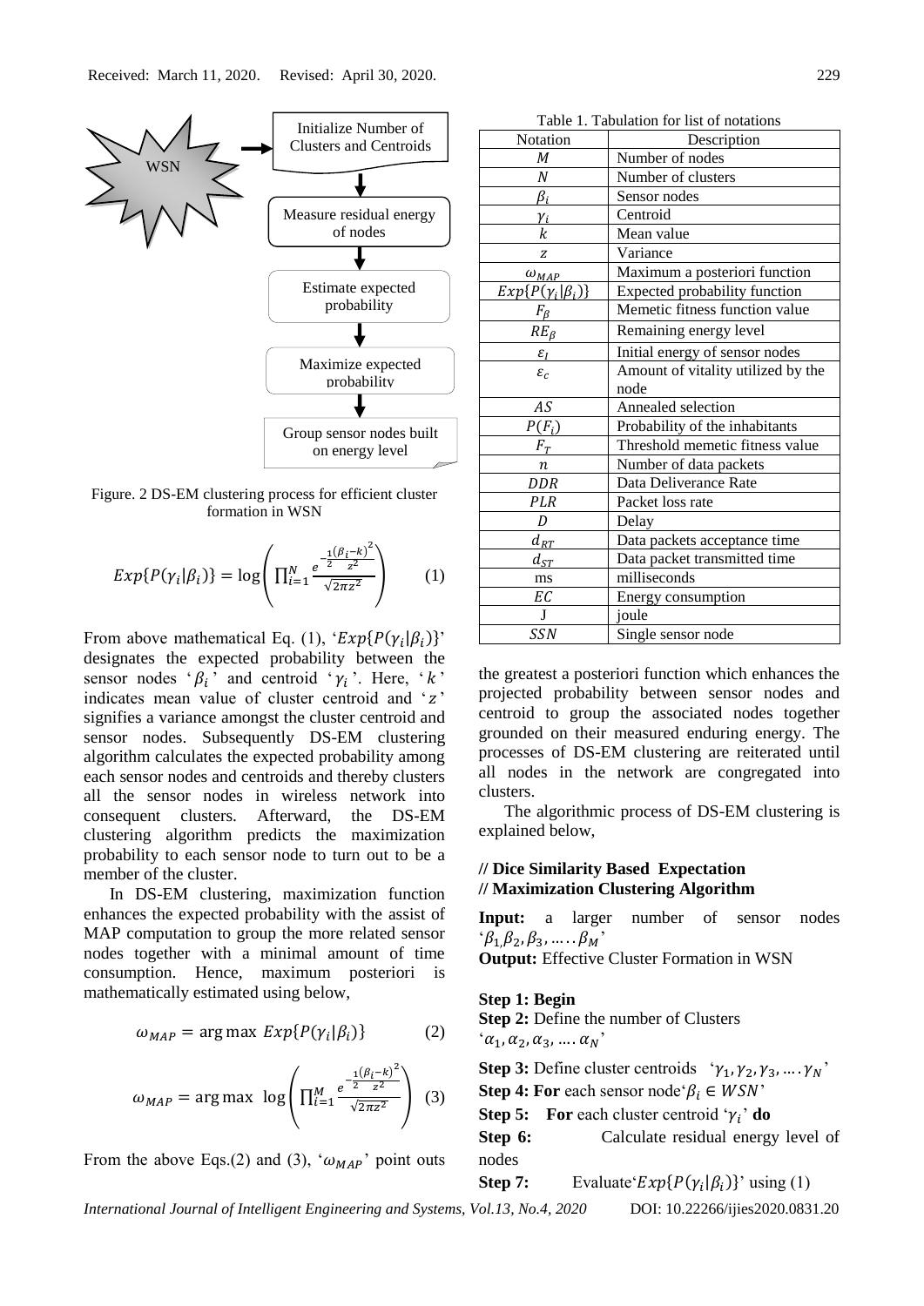Initialize Number of Clusters and Centroids → Measure residual energy of nodes → Estimate expected probability → Maximize expected probability → Group sensor nodes built on energy level

Figure. 2 DS-EM clustering process for efficient cluster formation in WSN

$$Exp\{P(\gamma_i|\beta_i)\} = \log\left(\prod_{i=1}^{N} \frac{e^{-\frac{1}{2}\frac{(\beta_i-k)^2}{z^2}}}{\sqrt{2\pi z^2}}\right) \quad (1)$$

From above mathematical Eq. (1), '$Exp\{P(\gamma_i|\beta_i)\}$' designates the expected probability between the sensor nodes '$\beta_i$' and centroid '$\gamma_i$'. Here, '$k$' indicates mean value of cluster centroid and '$z$' signifies a variance amongst the cluster centroid and sensor nodes. Subsequently DS-EM clustering algorithm calculates the expected probability among each sensor nodes and centroids and thereby clusters all the sensor nodes in wireless network into consequent clusters. Afterward, the DS-EM clustering algorithm predicts the maximization probability to each sensor node to turn out to be a member of the cluster.

In DS-EM clustering, maximization function enhances the expected probability with the assist of MAP computation to group the more related sensor nodes together with a minimal amount of time consumption. Hence, maximum posteriori is mathematically estimated using below,

$$\omega_{MAP} = \arg\max\ Exp\{P(\gamma_i|\beta_i)\} \quad (2)$$

$$\omega_{MAP} = \arg\max\ \log\left(\prod_{i=1}^{M} \frac{e^{-\frac{1}{2}\frac{(\beta_i-k)^2}{z^2}}}{\sqrt{2\pi z^2}}\right) \quad (3)$$

From the above Eqs.(2) and (3), '$\omega_{MAP}$' point outs the greatest a posteriori function which enhances the projected probability between sensor nodes and centroid to group the associated nodes together grounded on their measured enduring energy. The processes of DS-EM clustering are reiterated until all nodes in the network are congregated into clusters.

Table 1. Tabulation for list of notations

| Notation | Description |
|---|---|
| $M$ | Number of nodes |
| $N$ | Number of clusters |
| $\beta_i$ | Sensor nodes |
| $\gamma_i$ | Centroid |
| $k$ | Mean value |
| $z$ | Variance |
| $\omega_{MAP}$ | Maximum a posteriori function |
| $Exp\{P(\gamma_i|\beta_i)\}$ | Expected probability function |
| $F_\beta$ | Memetic fitness function value |
| $RE_\beta$ | Remaining energy level |
| $\varepsilon_I$ | Initial energy of sensor nodes |
| $\varepsilon_c$ | Amount of vitality utilized by the node |
| $AS$ | Annealed selection |
| $P(F_i)$ | Probability of the inhabitants |
| $F_T$ | Threshold memetic fitness value |
| $n$ | Number of data packets |
| $DDR$ | Data Deliverance Rate |
| $PLR$ | Packet loss rate |
| $D$ | Delay |
| $d_{RT}$ | Data packets acceptance time |
| $d_{ST}$ | Data packet transmitted time |
| ms | milliseconds |
| $EC$ | Energy consumption |
| J | joule |
| $SSN$ | Single sensor node |

The algorithmic process of DS-EM clustering is explained below,

**// Dice Similarity Based Expectation**
**// Maximization Clustering Algorithm**

**Input:** a larger number of sensor nodes '$\beta_1, \beta_2, \beta_3, \ldots \beta_M$'

**Output:** Effective Cluster Formation in WSN

**Step 1: Begin**
**Step 2:** Define the number of Clusters '$\alpha_1, \alpha_2, \alpha_3, \ldots \alpha_N$'
**Step 3:** Define cluster centroids '$\gamma_1, \gamma_2, \gamma_3, \ldots \gamma_N$'
**Step 4: For** each sensor node '$\beta_i \in WSN$'
**Step 5: For** each cluster centroid '$\gamma_i$' **do**
**Step 6:** Calculate residual energy level of nodes
**Step 7:** Evaluate '$Exp\{P(\gamma_i|\beta_i)\}$' using (1)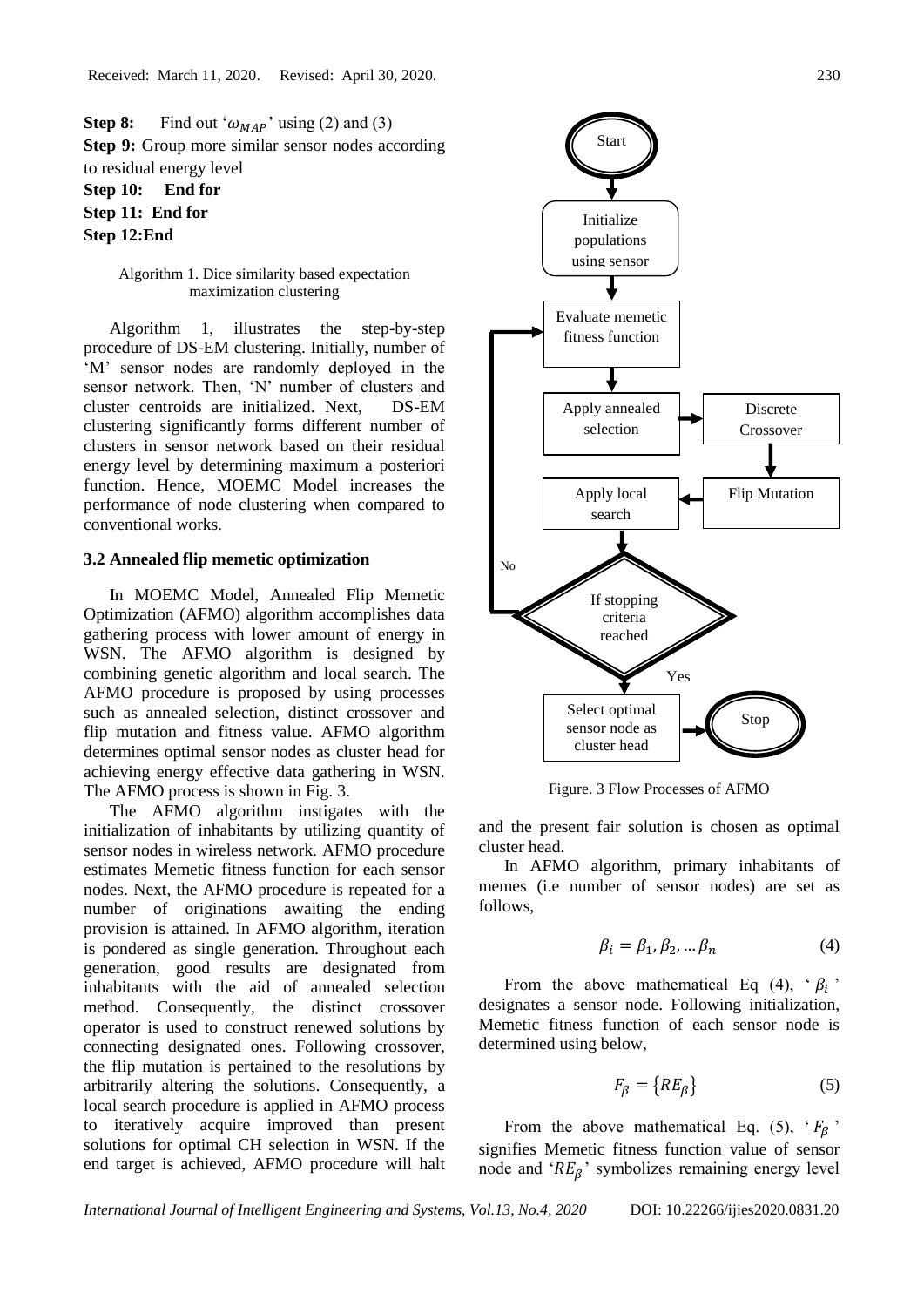**Step 8:** Find out '$\omega_{MAP}$' using (2) and (3)
**Step 9:** Group more similar sensor nodes according to residual energy level
**Step 10: End for**
**Step 11: End for**
**Step 12:End**

Algorithm 1. Dice similarity based expectation maximization clustering

Algorithm 1, illustrates the step-by-step procedure of DS-EM clustering. Initially, number of 'M' sensor nodes are randomly deployed in the sensor network. Then, 'N' number of clusters and cluster centroids are initialized. Next, DS-EM clustering significantly forms different number of clusters in sensor network based on their residual energy level by determining maximum a posteriori function. Hence, MOEMC Model increases the performance of node clustering when compared to conventional works.

### 3.2 Annealed flip memetic optimization

In MOEMC Model, Annealed Flip Memetic Optimization (AFMO) algorithm accomplishes data gathering process with lower amount of energy in WSN. The AFMO algorithm is designed by combining genetic algorithm and local search. The AFMO procedure is proposed by using processes such as annealed selection, distinct crossover and flip mutation and fitness value. AFMO algorithm determines optimal sensor nodes as cluster head for achieving energy effective data gathering in WSN. The AFMO process is shown in Fig. 3.

The AFMO algorithm instigates with the initialization of inhabitants by utilizing quantity of sensor nodes in wireless network. AFMO procedure estimates Memetic fitness function for each sensor nodes. Next, the AFMO procedure is repeated for a number of originations awaiting the ending provision is attained. In AFMO algorithm, iteration is pondered as single generation. Throughout each generation, good results are designated from inhabitants with the aid of annealed selection method. Consequently, the distinct crossover operator is used to construct renewed solutions by connecting designated ones. Following crossover, the flip mutation is pertained to the resolutions by arbitrarily altering the solutions. Consequently, a local search procedure is applied in AFMO process to iteratively acquire improved than present solutions for optimal CH selection in WSN. If the end target is achieved, AFMO procedure will halt and the present fair solution is chosen as optimal cluster head.

Start → Initialize populations using sensor → Evaluate memetic fitness function → Apply annealed selection → Discrete Crossover → Flip Mutation → Apply local search → If stopping criteria reached (No → Evaluate memetic fitness function; Yes → Select optimal sensor node as cluster head) → Stop

Figure. 3 Flow Processes of AFMO

In AFMO algorithm, primary inhabitants of memes (i.e number of sensor nodes) are set as follows,

$$\beta_i = \beta_1, \beta_2, \dots \beta_n \tag{4}$$

From the above mathematical Eq (4), '$\beta_i$' designates a sensor node. Following initialization, Memetic fitness function of each sensor node is determined using below,

$$F_\beta = \{RE_\beta\} \tag{5}$$

From the above mathematical Eq. (5), '$F_\beta$' signifies Memetic fitness function value of sensor node and '$RE_\beta$' symbolizes remaining energy level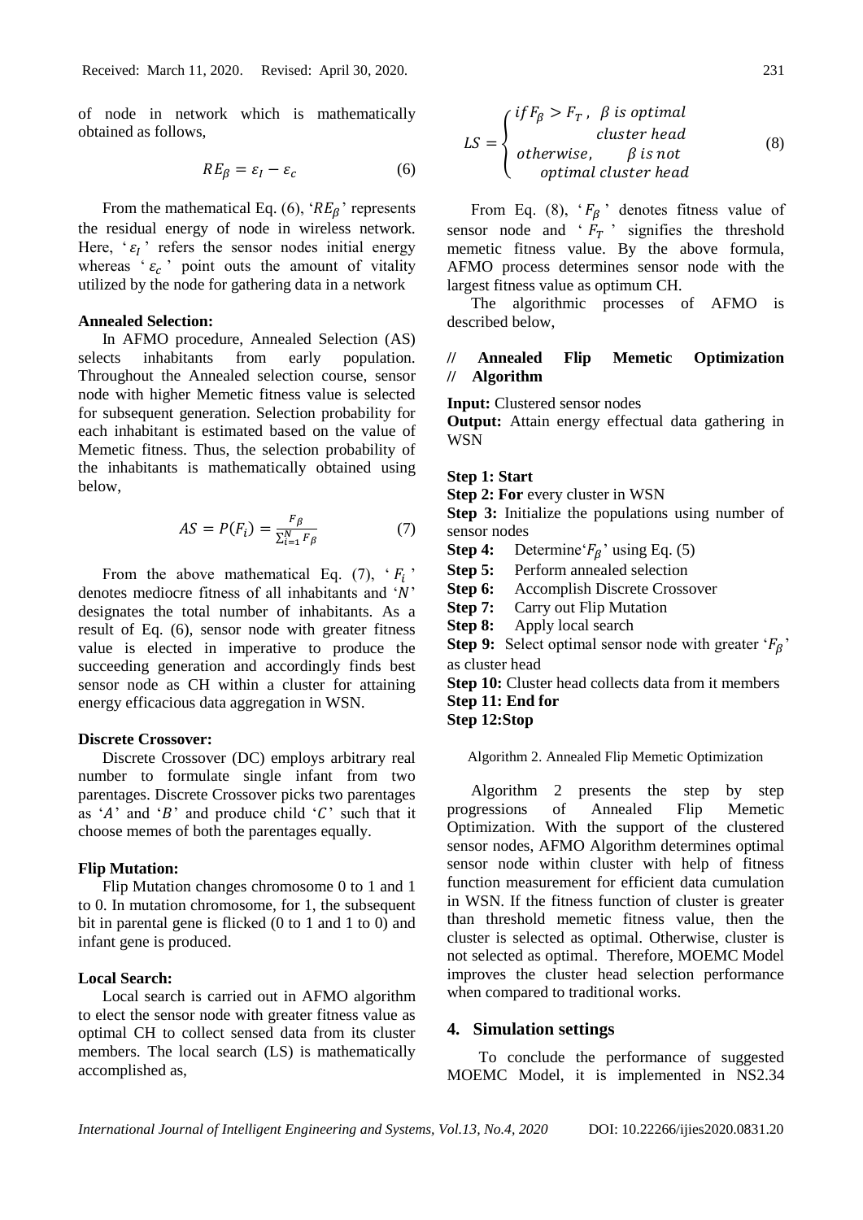of node in network which is mathematically obtained as follows,

$$RE_\beta = \varepsilon_I - \varepsilon_c \tag{6}$$

From the mathematical Eq. (6), '$RE_\beta$' represents the residual energy of node in wireless network. Here, '$\varepsilon_I$' refers the sensor nodes initial energy whereas '$\varepsilon_c$' point outs the amount of vitality utilized by the node for gathering data in a network

**Annealed Selection:**

In AFMO procedure, Annealed Selection (AS) selects inhabitants from early population. Throughout the Annealed selection course, sensor node with higher Memetic fitness value is selected for subsequent generation. Selection probability for each inhabitant is estimated based on the value of Memetic fitness. Thus, the selection probability of the inhabitants is mathematically obtained using below,

$$AS = P(F_i) = \frac{F_\beta}{\sum_{i=1}^{N} F_\beta} \tag{7}$$

From the above mathematical Eq. (7), '$F_i$' denotes mediocre fitness of all inhabitants and '$N$' designates the total number of inhabitants. As a result of Eq. (6), sensor node with greater fitness value is elected in imperative to produce the succeeding generation and accordingly finds best sensor node as CH within a cluster for attaining energy efficacious data aggregation in WSN.

**Discrete Crossover:**

Discrete Crossover (DC) employs arbitrary real number to formulate single infant from two parentages. Discrete Crossover picks two parentages as '$A$' and '$B$' and produce child '$C$' such that it choose memes of both the parentages equally.

**Flip Mutation:**

Flip Mutation changes chromosome 0 to 1 and 1 to 0. In mutation chromosome, for 1, the subsequent bit in parental gene is flicked (0 to 1 and 1 to 0) and infant gene is produced.

**Local Search:**

Local search is carried out in AFMO algorithm to elect the sensor node with greater fitness value as optimal CH to collect sensed data from its cluster members. The local search (LS) is mathematically accomplished as,

$$LS = \begin{cases} if\, F_\beta > F_T, & \beta\ is\ optimal \\ & cluster\ head \\ otherwise, & \beta\ is\ not \\ & optimal\ cluster\ head \end{cases} \tag{8}$$

From Eq. (8), '$F_\beta$' denotes fitness value of sensor node and '$F_T$' signifies the threshold memetic fitness value. By the above formula, AFMO process determines sensor node with the largest fitness value as optimum CH.

The algorithmic processes of AFMO is described below,

**// Annealed Flip Memetic Optimization**
**// Algorithm**

**Input:** Clustered sensor nodes
**Output:** Attain energy effectual data gathering in WSN

**Step 1: Start**
**Step 2: For** every cluster in WSN
**Step 3:** Initialize the populations using number of sensor nodes
**Step 4:** Determine'$F_\beta$' using Eq. (5)
**Step 5:** Perform annealed selection
**Step 6:** Accomplish Discrete Crossover
**Step 7:** Carry out Flip Mutation
**Step 8:** Apply local search
**Step 9:** Select optimal sensor node with greater '$F_\beta$' as cluster head
**Step 10:** Cluster head collects data from it members
**Step 11: End for**
**Step 12:Stop**

Algorithm 2. Annealed Flip Memetic Optimization

Algorithm 2 presents the step by step progressions of Annealed Flip Memetic Optimization. With the support of the clustered sensor nodes, AFMO Algorithm determines optimal sensor node within cluster with help of fitness function measurement for efficient data cumulation in WSN. If the fitness function of cluster is greater than threshold memetic fitness value, then the cluster is selected as optimal. Otherwise, cluster is not selected as optimal. Therefore, MOEMC Model improves the cluster head selection performance when compared to traditional works.

## 4. Simulation settings

To conclude the performance of suggested MOEMC Model, it is implemented in NS2.34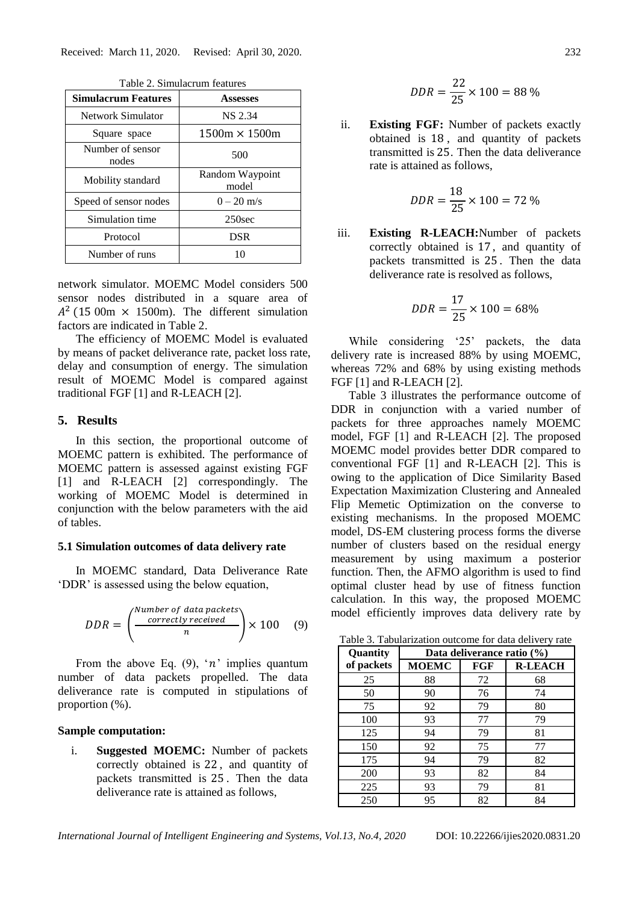Table 2. Simulacrum features

| Simulacrum Features | Assesses |
| --- | --- |
| Network Simulator | NS 2.34 |
| Square space | $1500\text{m} \times 1500\text{m}$ |
| Number of sensor nodes | 500 |
| Mobility standard | Random Waypoint model |
| Speed of sensor nodes | 0 – 20 m/s |
| Simulation time | 250sec |
| Protocol | DSR |
| Number of runs | 10 |

network simulator. MOEMC Model considers 500 sensor nodes distributed in a square area of $A^2$ (15 00m $\times$ 1500m). The different simulation factors are indicated in Table 2.

The efficiency of MOEMC Model is evaluated by means of packet deliverance rate, packet loss rate, delay and consumption of energy. The simulation result of MOEMC Model is compared against traditional FGF [1] and R-LEACH [2].

## 5. Results

In this section, the proportional outcome of MOEMC pattern is exhibited. The performance of MOEMC pattern is assessed against existing FGF [1] and R-LEACH [2] correspondingly. The working of MOEMC Model is determined in conjunction with the below parameters with the aid of tables.

### 5.1 Simulation outcomes of data delivery rate

In MOEMC standard, Data Deliverance Rate 'DDR' is assessed using the below equation,

$$DDR = \left( \frac{\text{Number of data packets correctly received}}{n} \right) \times 100 \quad (9)$$

From the above Eq. (9), '$n$' implies quantum number of data packets propelled. The data deliverance rate is computed in stipulations of proportion (%).

**Sample computation:**

i. **Suggested MOEMC:** Number of packets correctly obtained is 22, and quantity of packets transmitted is 25. Then the data deliverance rate is attained as follows,

$$DDR = \frac{22}{25} \times 100 = 88\ \%$$

ii. **Existing FGF:** Number of packets exactly obtained is 18, and quantity of packets transmitted is 25. Then the data deliverance rate is attained as follows,

$$DDR = \frac{18}{25} \times 100 = 72\ \%$$

iii. **Existing R-LEACH:** Number of packets correctly obtained is 17, and quantity of packets transmitted is 25. Then the data deliverance rate is resolved as follows,

$$DDR = \frac{17}{25} \times 100 = 68\%$$

While considering '25' packets, the data delivery rate is increased 88% by using MOEMC, whereas 72% and 68% by using existing methods FGF [1] and R-LEACH [2].

Table 3 illustrates the performance outcome of DDR in conjunction with a varied number of packets for three approaches namely MOEMC model, FGF [1] and R-LEACH [2]. The proposed MOEMC model provides better DDR compared to conventional FGF [1] and R-LEACH [2]. This is owing to the application of Dice Similarity Based Expectation Maximization Clustering and Annealed Flip Memetic Optimization on the converse to existing mechanisms. In the proposed MOEMC model, DS-EM clustering process forms the diverse number of clusters based on the residual energy measurement by using maximum a posterior function. Then, the AFMO algorithm is used to find optimal cluster head by use of fitness function calculation. In this way, the proposed MOEMC model efficiently improves data delivery rate by

Table 3. Tabularization outcome for data delivery rate

| Quantity of packets | Data deliverance ratio (%) | | |
| --- | --- | --- | --- |
| | MOEMC | FGF | R-LEACH |
| 25 | 88 | 72 | 68 |
| 50 | 90 | 76 | 74 |
| 75 | 92 | 79 | 80 |
| 100 | 93 | 77 | 79 |
| 125 | 94 | 79 | 81 |
| 150 | 92 | 75 | 77 |
| 175 | 94 | 79 | 82 |
| 200 | 93 | 82 | 84 |
| 225 | 93 | 79 | 81 |
| 250 | 95 | 82 | 84 |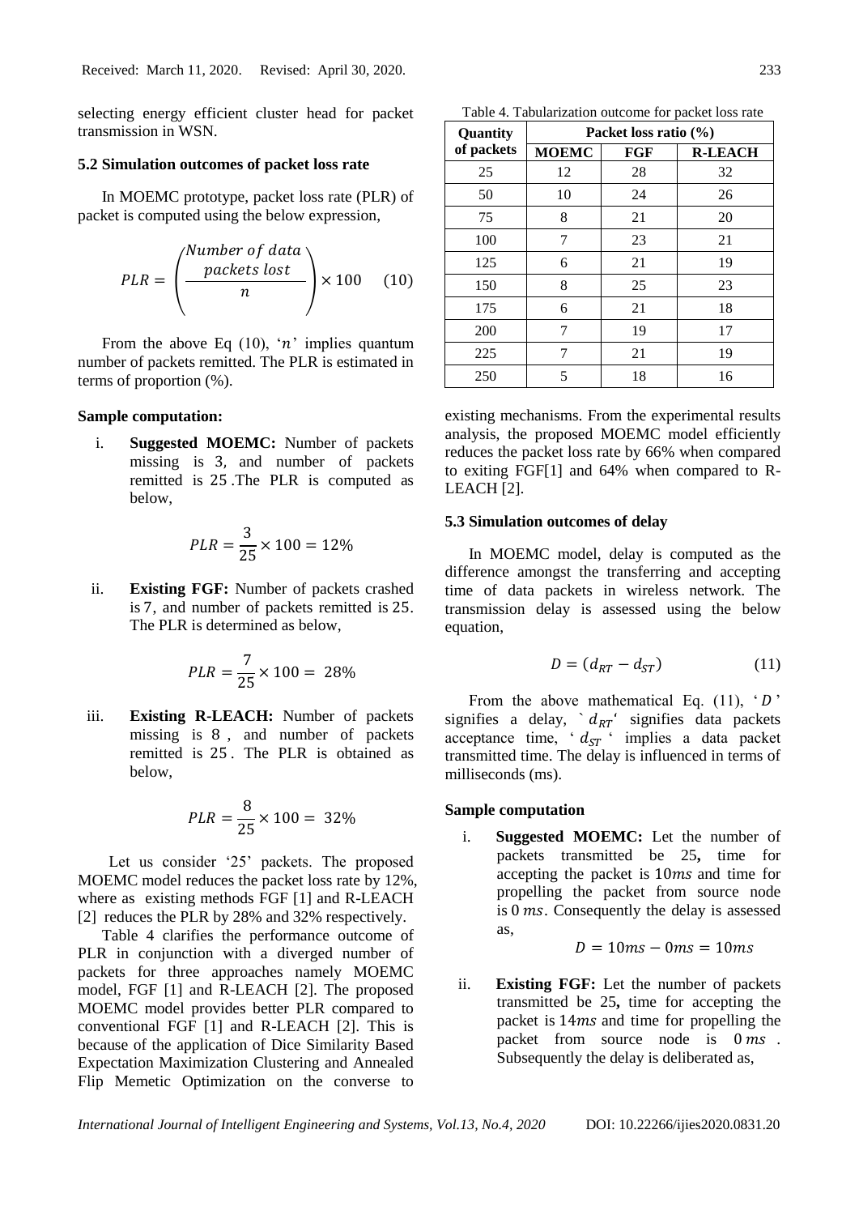selecting energy efficient cluster head for packet transmission in WSN.

### 5.2 Simulation outcomes of packet loss rate

In MOEMC prototype, packet loss rate (PLR) of packet is computed using the below expression,

$$PLR = \left( \frac{\text{Number of data packets lost}}{n} \right) \times 100 \quad (10)$$

From the above Eq (10), '$n$' implies quantum number of packets remitted. The PLR is estimated in terms of proportion (%).

**Sample computation:**

i. **Suggested MOEMC:** Number of packets missing is 3, and number of packets remitted is 25 .The PLR is computed as below,

$$PLR = \frac{3}{25} \times 100 = 12\%$$

ii. **Existing FGF:** Number of packets crashed is 7, and number of packets remitted is 25. The PLR is determined as below,

$$PLR = \frac{7}{25} \times 100 = 28\%$$

iii. **Existing R-LEACH:** Number of packets missing is 8 , and number of packets remitted is 25 . The PLR is obtained as below,

$$PLR = \frac{8}{25} \times 100 = 32\%$$

Let us consider '25' packets. The proposed MOEMC model reduces the packet loss rate by 12%, where as existing methods FGF [1] and R-LEACH [2] reduces the PLR by 28% and 32% respectively.

Table 4 clarifies the performance outcome of PLR in conjunction with a diverged number of packets for three approaches namely MOEMC model, FGF [1] and R-LEACH [2]. The proposed MOEMC model provides better PLR compared to conventional FGF [1] and R-LEACH [2]. This is because of the application of Dice Similarity Based Expectation Maximization Clustering and Annealed Flip Memetic Optimization on the converse to existing mechanisms. From the experimental results analysis, the proposed MOEMC model efficiently reduces the packet loss rate by 66% when compared to exiting FGF[1] and 64% when compared to R-LEACH [2].

Table 4. Tabularization outcome for packet loss rate

| Quantity of packets | Packet loss ratio (%) | | |
|---|---|---|---|
| | MOEMC | FGF | R-LEACH |
| 25 | 12 | 28 | 32 |
| 50 | 10 | 24 | 26 |
| 75 | 8 | 21 | 20 |
| 100 | 7 | 23 | 21 |
| 125 | 6 | 21 | 19 |
| 150 | 8 | 25 | 23 |
| 175 | 6 | 21 | 18 |
| 200 | 7 | 19 | 17 |
| 225 | 7 | 21 | 19 |
| 250 | 5 | 18 | 16 |

### 5.3 Simulation outcomes of delay

In MOEMC model, delay is computed as the difference amongst the transferring and accepting time of data packets in wireless network. The transmission delay is assessed using the below equation,

$$D = (d_{RT} - d_{ST}) \quad (11)$$

From the above mathematical Eq. (11), '$D$' signifies a delay, '$d_{RT}$' signifies data packets acceptance time, '$d_{ST}$' implies a data packet transmitted time. The delay is influenced in terms of milliseconds (ms).

**Sample computation**

i. **Suggested MOEMC:** Let the number of packets transmitted be 25**,** time for accepting the packet is $10ms$ and time for propelling the packet from source node is $0\ ms$. Consequently the delay is assessed as,

$$D = 10ms - 0ms = 10ms$$

ii. **Existing FGF:** Let the number of packets transmitted be 25**,** time for accepting the packet is $14ms$ and time for propelling the packet from source node is $0\ ms$ . Subsequently the delay is deliberated as,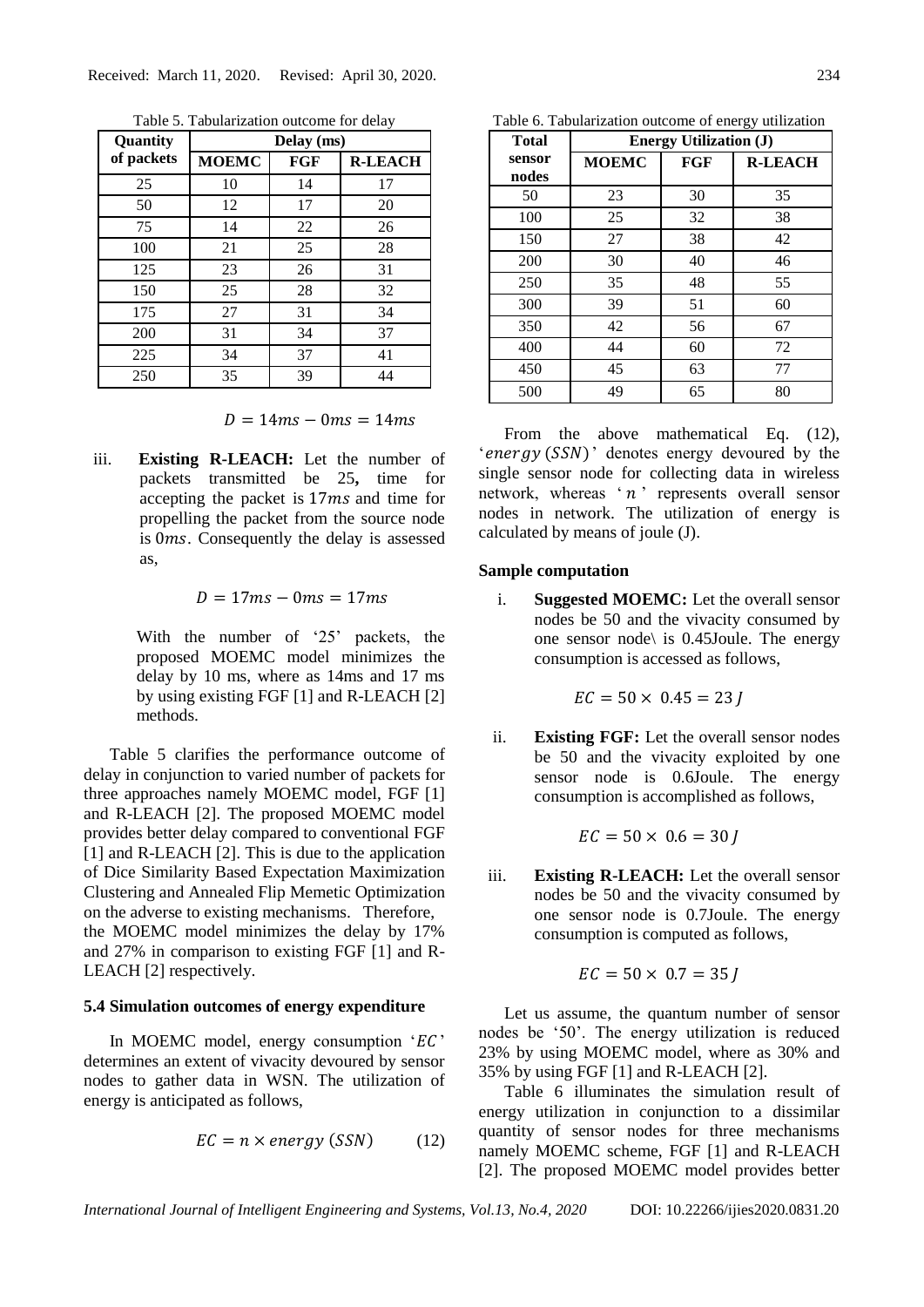Table 5. Tabularization outcome for delay

| Quantity of packets | Delay (ms) | | |
|---|---|---|---|
| | MOEMC | FGF | R-LEACH |
| 25 | 10 | 14 | 17 |
| 50 | 12 | 17 | 20 |
| 75 | 14 | 22 | 26 |
| 100 | 21 | 25 | 28 |
| 125 | 23 | 26 | 31 |
| 150 | 25 | 28 | 32 |
| 175 | 27 | 31 | 34 |
| 200 | 31 | 34 | 37 |
| 225 | 34 | 37 | 41 |
| 250 | 35 | 39 | 44 |

$$D = 14ms - 0ms = 14ms$$

iii. **Existing R-LEACH:** Let the number of packets transmitted be 25**,** time for accepting the packet is $17ms$ and time for propelling the packet from the source node is $0ms$. Consequently the delay is assessed as,

$$D = 17ms - 0ms = 17ms$$

With the number of '25' packets, the proposed MOEMC model minimizes the delay by 10 ms, where as 14ms and 17 ms by using existing FGF [1] and R-LEACH [2] methods.

Table 5 clarifies the performance outcome of delay in conjunction to varied number of packets for three approaches namely MOEMC model, FGF [1] and R-LEACH [2]. The proposed MOEMC model provides better delay compared to conventional FGF [1] and R-LEACH [2]. This is due to the application of Dice Similarity Based Expectation Maximization Clustering and Annealed Flip Memetic Optimization on the adverse to existing mechanisms. Therefore, the MOEMC model minimizes the delay by 17% and 27% in comparison to existing FGF [1] and R-LEACH [2] respectively.

### 5.4 Simulation outcomes of energy expenditure

In MOEMC model, energy consumption '$EC$' determines an extent of vivacity devoured by sensor nodes to gather data in WSN. The utilization of energy is anticipated as follows,

$$EC = n \times energy\ (SSN) \qquad (12)$$

Table 6. Tabularization outcome of energy utilization

| Total sensor nodes | Energy Utilization (J) | | |
|---|---|---|---|
| | MOEMC | FGF | R-LEACH |
| 50 | 23 | 30 | 35 |
| 100 | 25 | 32 | 38 |
| 150 | 27 | 38 | 42 |
| 200 | 30 | 40 | 46 |
| 250 | 35 | 48 | 55 |
| 300 | 39 | 51 | 60 |
| 350 | 42 | 56 | 67 |
| 400 | 44 | 60 | 72 |
| 450 | 45 | 63 | 77 |
| 500 | 49 | 65 | 80 |

From the above mathematical Eq. (12), '$energy\ (SSN)$' denotes energy devoured by the single sensor node for collecting data in wireless network, whereas '$n$' represents overall sensor nodes in network. The utilization of energy is calculated by means of joule (J).

**Sample computation**

i. **Suggested MOEMC:** Let the overall sensor nodes be 50 and the vivacity consumed by one sensor node\ is 0.45Joule. The energy consumption is accessed as follows,

$$EC = 50 \times 0.45 = 23\ J$$

ii. **Existing FGF:** Let the overall sensor nodes be 50 and the vivacity exploited by one sensor node is 0.6Joule. The energy consumption is accomplished as follows,

$$EC = 50 \times 0.6 = 30\ J$$

iii. **Existing R-LEACH:** Let the overall sensor nodes be 50 and the vivacity consumed by one sensor node is 0.7Joule. The energy consumption is computed as follows,

$$EC = 50 \times 0.7 = 35\ J$$

Let us assume, the quantum number of sensor nodes be '50'. The energy utilization is reduced 23% by using MOEMC model, where as 30% and 35% by using FGF [1] and R-LEACH [2].

Table 6 illuminates the simulation result of energy utilization in conjunction to a dissimilar quantity of sensor nodes for three mechanisms namely MOEMC scheme, FGF [1] and R-LEACH [2]. The proposed MOEMC model provides better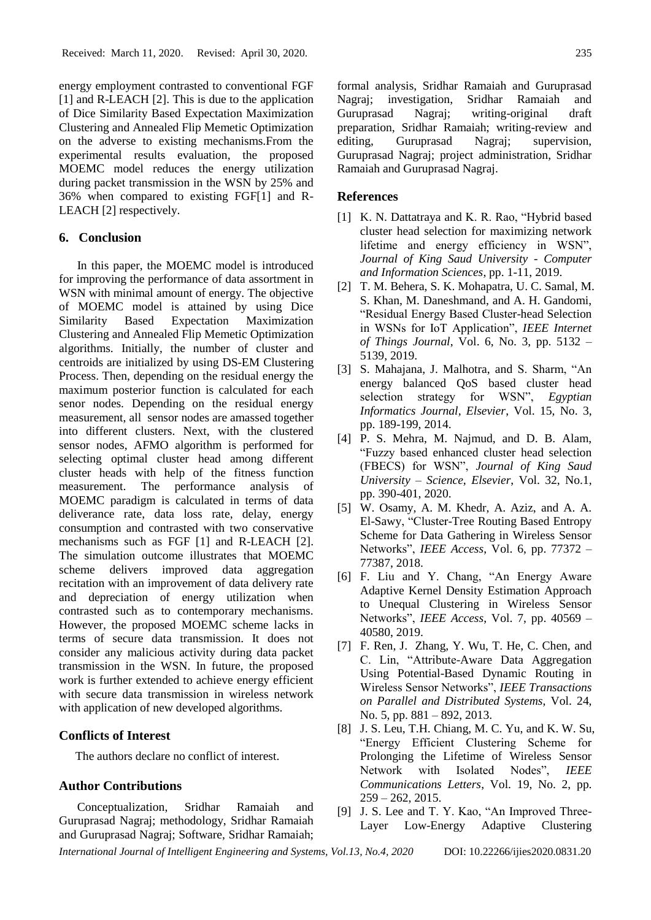energy employment contrasted to conventional FGF [1] and R-LEACH [2]. This is due to the application of Dice Similarity Based Expectation Maximization Clustering and Annealed Flip Memetic Optimization on the adverse to existing mechanisms.From the experimental results evaluation, the proposed MOEMC model reduces the energy utilization during packet transmission in the WSN by 25% and 36% when compared to existing FGF[1] and R-LEACH [2] respectively.

## 6. Conclusion

In this paper, the MOEMC model is introduced for improving the performance of data assortment in WSN with minimal amount of energy. The objective of MOEMC model is attained by using Dice Similarity Based Expectation Maximization Clustering and Annealed Flip Memetic Optimization algorithms. Initially, the number of cluster and centroids are initialized by using DS-EM Clustering Process. Then, depending on the residual energy the maximum posterior function is calculated for each senor nodes. Depending on the residual energy measurement, all sensor nodes are amassed together into different clusters. Next, with the clustered sensor nodes, AFMO algorithm is performed for selecting optimal cluster head among different cluster heads with help of the fitness function measurement. The performance analysis of MOEMC paradigm is calculated in terms of data deliverance rate, data loss rate, delay, energy consumption and contrasted with two conservative mechanisms such as FGF [1] and R-LEACH [2]. The simulation outcome illustrates that MOEMC scheme delivers improved data aggregation recitation with an improvement of data delivery rate and depreciation of energy utilization when contrasted such as to contemporary mechanisms. However, the proposed MOEMC scheme lacks in terms of secure data transmission. It does not consider any malicious activity during data packet transmission in the WSN. In future, the proposed work is further extended to achieve energy efficient with secure data transmission in wireless network with application of new developed algorithms.

## Conflicts of Interest

The authors declare no conflict of interest.

## Author Contributions

Conceptualization, Sridhar Ramaiah and Guruprasad Nagraj; methodology, Sridhar Ramaiah and Guruprasad Nagraj; Software, Sridhar Ramaiah; formal analysis, Sridhar Ramaiah and Guruprasad Nagraj; investigation, Sridhar Ramaiah and Guruprasad Nagraj; writing-original draft preparation, Sridhar Ramaiah; writing-review and editing, Guruprasad Nagraj; supervision, Guruprasad Nagraj; project administration, Sridhar Ramaiah and Guruprasad Nagraj.

## References

[1] K. N. Dattatraya and K. R. Rao, "Hybrid based cluster head selection for maximizing network lifetime and energy efficiency in WSN", *Journal of King Saud University - Computer and Information Sciences*, pp. 1-11, 2019.

[2] T. M. Behera, S. K. Mohapatra, U. C. Samal, M. S. Khan, M. Daneshmand, and A. H. Gandomi, "Residual Energy Based Cluster-head Selection in WSNs for IoT Application", *IEEE Internet of Things Journal*, Vol. 6, No. 3, pp. 5132 – 5139, 2019.

[3] S. Mahajana, J. Malhotra, and S. Sharm, "An energy balanced QoS based cluster head selection strategy for WSN", *Egyptian Informatics Journal, Elsevier*, Vol. 15, No. 3, pp. 189-199, 2014.

[4] P. S. Mehra, M. Najmud, and D. B. Alam, "Fuzzy based enhanced cluster head selection (FBECS) for WSN", *Journal of King Saud University – Science, Elsevier*, Vol. 32, No.1, pp. 390-401, 2020.

[5] W. Osamy, A. M. Khedr, A. Aziz, and A. A. El-Sawy, "Cluster-Tree Routing Based Entropy Scheme for Data Gathering in Wireless Sensor Networks", *IEEE Access*, Vol. 6, pp. 77372 – 77387, 2018.

[6] F. Liu and Y. Chang, "An Energy Aware Adaptive Kernel Density Estimation Approach to Unequal Clustering in Wireless Sensor Networks", *IEEE Access*, Vol. 7, pp. 40569 – 40580, 2019.

[7] F. Ren, J. Zhang, Y. Wu, T. He, C. Chen, and C. Lin, "Attribute-Aware Data Aggregation Using Potential-Based Dynamic Routing in Wireless Sensor Networks", *IEEE Transactions on Parallel and Distributed Systems*, Vol. 24, No. 5, pp. 881 – 892, 2013.

[8] J. S. Leu, T.H. Chiang, M. C. Yu, and K. W. Su, "Energy Efficient Clustering Scheme for Prolonging the Lifetime of Wireless Sensor Network with Isolated Nodes", *IEEE Communications Letters*, Vol. 19, No. 2, pp. 259 – 262, 2015.

[9] J. S. Lee and T. Y. Kao, "An Improved Three-Layer Low-Energy Adaptive Clustering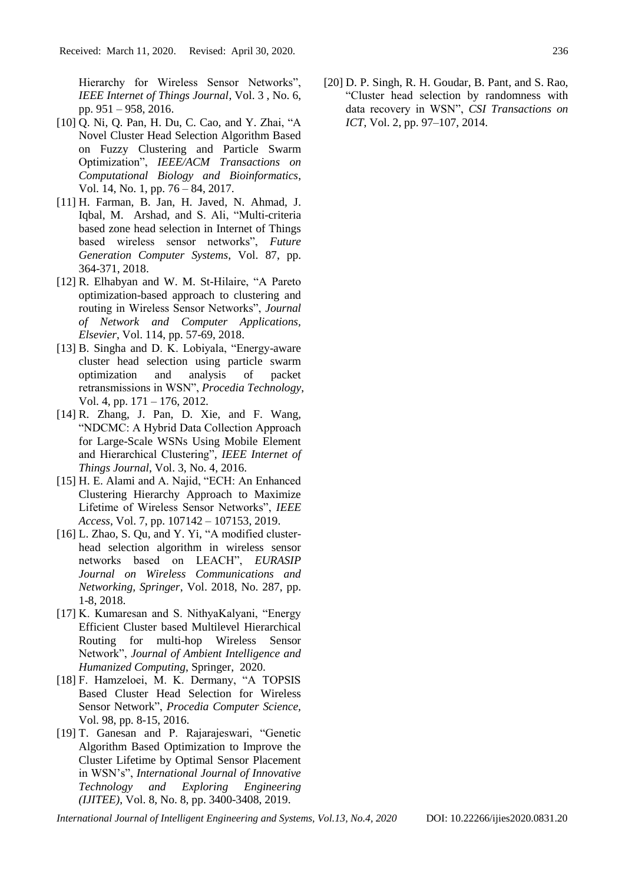Hierarchy for Wireless Sensor Networks", *IEEE Internet of Things Journal*, Vol. 3 , No. 6, pp. 951 – 958, 2016.

[10] Q. Ni, Q. Pan, H. Du, C. Cao, and Y. Zhai, "A Novel Cluster Head Selection Algorithm Based on Fuzzy Clustering and Particle Swarm Optimization", *IEEE/ACM Transactions on Computational Biology and Bioinformatics*, Vol. 14, No. 1, pp. 76 – 84, 2017.

[11] H. Farman, B. Jan, H. Javed, N. Ahmad, J. Iqbal, M. Arshad, and S. Ali, "Multi-criteria based zone head selection in Internet of Things based wireless sensor networks", *Future Generation Computer Systems*, Vol. 87, pp. 364-371, 2018.

[12] R. Elhabyan and W. M. St-Hilaire, "A Pareto optimization-based approach to clustering and routing in Wireless Sensor Networks", *Journal of Network and Computer Applications, Elsevier*, Vol. 114, pp. 57-69, 2018.

[13] B. Singha and D. K. Lobiyala, "Energy-aware cluster head selection using particle swarm optimization and analysis of packet retransmissions in WSN", *Procedia Technology*, Vol. 4, pp. 171 – 176, 2012.

[14] R. Zhang, J. Pan, D. Xie, and F. Wang, "NDCMC: A Hybrid Data Collection Approach for Large-Scale WSNs Using Mobile Element and Hierarchical Clustering", *IEEE Internet of Things Journal*, Vol. 3, No. 4, 2016.

[15] H. E. Alami and A. Najid, "ECH: An Enhanced Clustering Hierarchy Approach to Maximize Lifetime of Wireless Sensor Networks", *IEEE Access*, Vol. 7, pp. 107142 – 107153, 2019.

[16] L. Zhao, S. Qu, and Y. Yi, "A modified cluster-head selection algorithm in wireless sensor networks based on LEACH", *EURASIP Journal on Wireless Communications and Networking, Springer*, Vol. 2018, No. 287, pp. 1-8, 2018.

[17] K. Kumaresan and S. NithyaKalyani, "Energy Efficient Cluster based Multilevel Hierarchical Routing for multi-hop Wireless Sensor Network", *Journal of Ambient Intelligence and Humanized Computing*, Springer, 2020.

[18] F. Hamzeloei, M. K. Dermany, "A TOPSIS Based Cluster Head Selection for Wireless Sensor Network", *Procedia Computer Science,* Vol. 98, pp. 8-15, 2016.

[19] T. Ganesan and P. Rajarajeswari, "Genetic Algorithm Based Optimization to Improve the Cluster Lifetime by Optimal Sensor Placement in WSN's", *International Journal of Innovative Technology and Exploring Engineering (IJITEE)*, Vol. 8, No. 8, pp. 3400-3408, 2019.

[20] D. P. Singh, R. H. Goudar, B. Pant, and S. Rao, "Cluster head selection by randomness with data recovery in WSN", *CSI Transactions on ICT*, Vol. 2, pp. 97–107, 2014.